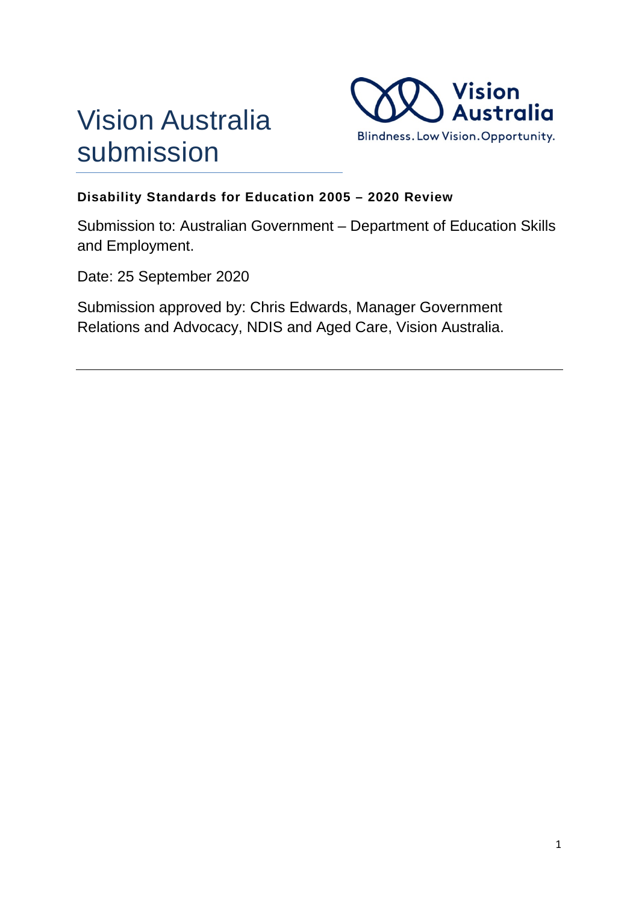# Vision Australia submission

**Disability Standards for Education 2005 – 2020 Review**

Submission to: Australian Government – Department of Education Skills and Employment.

Date: 25 September 2020

Submission approved by: Chris Edwards, Manager Government Relations and Advocacy, NDIS and Aged Care, Vision Australia.

---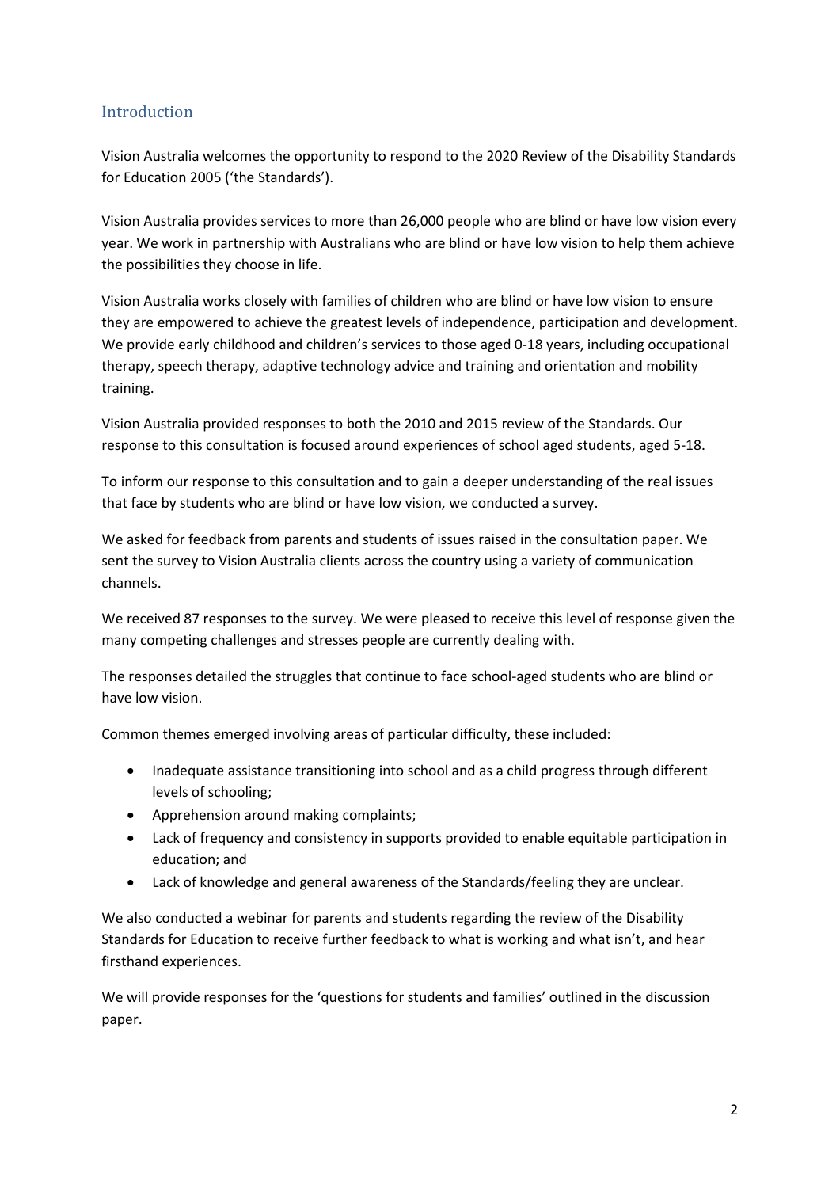## Introduction

Vision Australia welcomes the opportunity to respond to the 2020 Review of the Disability Standards for Education 2005 ('the Standards').

Vision Australia provides services to more than 26,000 people who are blind or have low vision every year. We work in partnership with Australians who are blind or have low vision to help them achieve the possibilities they choose in life.

Vision Australia works closely with families of children who are blind or have low vision to ensure they are empowered to achieve the greatest levels of independence, participation and development. We provide early childhood and children's services to those aged 0-18 years, including occupational therapy, speech therapy, adaptive technology advice and training and orientation and mobility training.

Vision Australia provided responses to both the 2010 and 2015 review of the Standards. Our response to this consultation is focused around experiences of school aged students, aged 5-18.

To inform our response to this consultation and to gain a deeper understanding of the real issues that face by students who are blind or have low vision, we conducted a survey.

We asked for feedback from parents and students of issues raised in the consultation paper. We sent the survey to Vision Australia clients across the country using a variety of communication channels.

We received 87 responses to the survey. We were pleased to receive this level of response given the many competing challenges and stresses people are currently dealing with.

The responses detailed the struggles that continue to face school-aged students who are blind or have low vision.

Common themes emerged involving areas of particular difficulty, these included:

- Inadequate assistance transitioning into school and as a child progress through different levels of schooling;
- Apprehension around making complaints;
- Lack of frequency and consistency in supports provided to enable equitable participation in education; and
- Lack of knowledge and general awareness of the Standards/feeling they are unclear.

We also conducted a webinar for parents and students regarding the review of the Disability Standards for Education to receive further feedback to what is working and what isn't, and hear firsthand experiences.

We will provide responses for the 'questions for students and families' outlined in the discussion paper.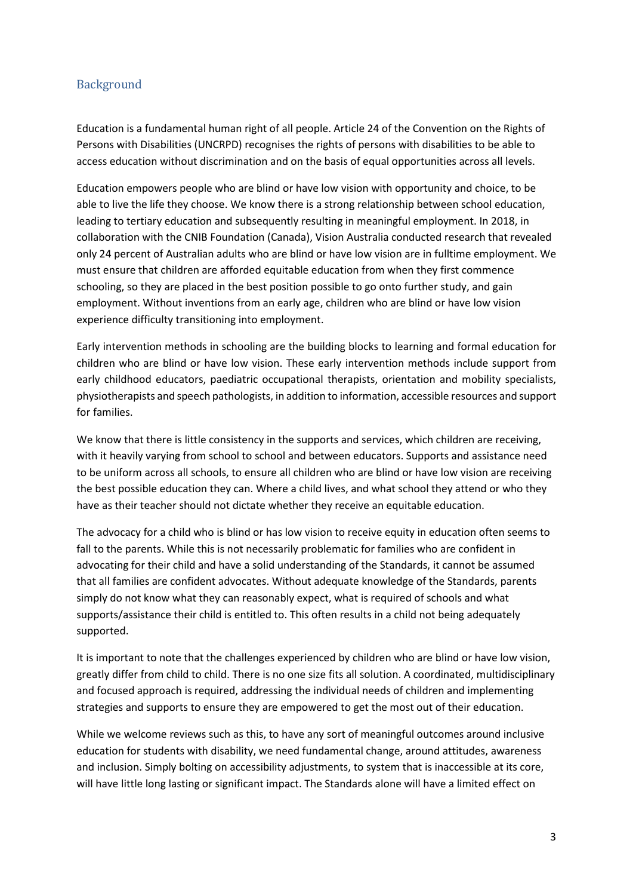## Background

Education is a fundamental human right of all people. Article 24 of the Convention on the Rights of Persons with Disabilities (UNCRPD) recognises the rights of persons with disabilities to be able to access education without discrimination and on the basis of equal opportunities across all levels.

Education empowers people who are blind or have low vision with opportunity and choice, to be able to live the life they choose. We know there is a strong relationship between school education, leading to tertiary education and subsequently resulting in meaningful employment. In 2018, in collaboration with the CNIB Foundation (Canada), Vision Australia conducted research that revealed only 24 percent of Australian adults who are blind or have low vision are in fulltime employment. We must ensure that children are afforded equitable education from when they first commence schooling, so they are placed in the best position possible to go onto further study, and gain employment. Without inventions from an early age, children who are blind or have low vision experience difficulty transitioning into employment.

Early intervention methods in schooling are the building blocks to learning and formal education for children who are blind or have low vision. These early intervention methods include support from early childhood educators, paediatric occupational therapists, orientation and mobility specialists, physiotherapists and speech pathologists, in addition to information, accessible resources and support for families.

We know that there is little consistency in the supports and services, which children are receiving, with it heavily varying from school to school and between educators. Supports and assistance need to be uniform across all schools, to ensure all children who are blind or have low vision are receiving the best possible education they can. Where a child lives, and what school they attend or who they have as their teacher should not dictate whether they receive an equitable education.

The advocacy for a child who is blind or has low vision to receive equity in education often seems to fall to the parents. While this is not necessarily problematic for families who are confident in advocating for their child and have a solid understanding of the Standards, it cannot be assumed that all families are confident advocates. Without adequate knowledge of the Standards, parents simply do not know what they can reasonably expect, what is required of schools and what supports/assistance their child is entitled to. This often results in a child not being adequately supported.

It is important to note that the challenges experienced by children who are blind or have low vision, greatly differ from child to child. There is no one size fits all solution. A coordinated, multidisciplinary and focused approach is required, addressing the individual needs of children and implementing strategies and supports to ensure they are empowered to get the most out of their education.

While we welcome reviews such as this, to have any sort of meaningful outcomes around inclusive education for students with disability, we need fundamental change, around attitudes, awareness and inclusion. Simply bolting on accessibility adjustments, to system that is inaccessible at its core, will have little long lasting or significant impact. The Standards alone will have a limited effect on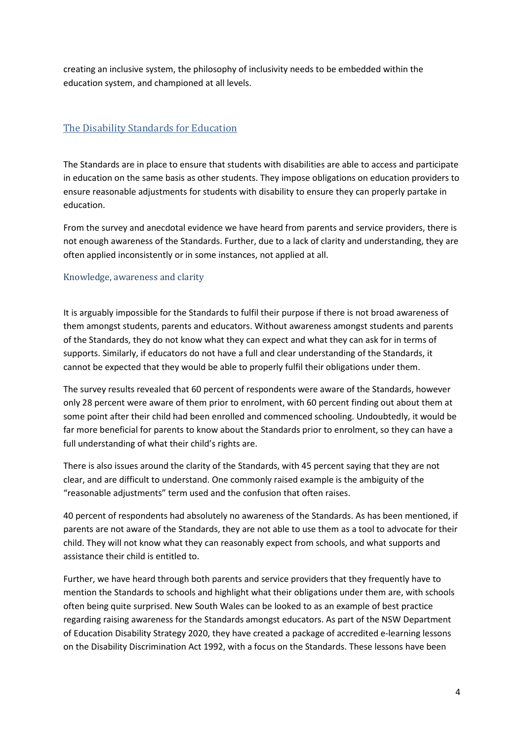creating an inclusive system, the philosophy of inclusivity needs to be embedded within the education system, and championed at all levels.

## The Disability Standards for Education

The Standards are in place to ensure that students with disabilities are able to access and participate in education on the same basis as other students. They impose obligations on education providers to ensure reasonable adjustments for students with disability to ensure they can properly partake in education.

From the survey and anecdotal evidence we have heard from parents and service providers, there is not enough awareness of the Standards. Further, due to a lack of clarity and understanding, they are often applied inconsistently or in some instances, not applied at all.

### Knowledge, awareness and clarity

It is arguably impossible for the Standards to fulfil their purpose if there is not broad awareness of them amongst students, parents and educators. Without awareness amongst students and parents of the Standards, they do not know what they can expect and what they can ask for in terms of supports. Similarly, if educators do not have a full and clear understanding of the Standards, it cannot be expected that they would be able to properly fulfil their obligations under them.

The survey results revealed that 60 percent of respondents were aware of the Standards, however only 28 percent were aware of them prior to enrolment, with 60 percent finding out about them at some point after their child had been enrolled and commenced schooling. Undoubtedly, it would be far more beneficial for parents to know about the Standards prior to enrolment, so they can have a full understanding of what their child's rights are.

There is also issues around the clarity of the Standards, with 45 percent saying that they are not clear, and are difficult to understand. One commonly raised example is the ambiguity of the "reasonable adjustments" term used and the confusion that often raises.

40 percent of respondents had absolutely no awareness of the Standards. As has been mentioned, if parents are not aware of the Standards, they are not able to use them as a tool to advocate for their child. They will not know what they can reasonably expect from schools, and what supports and assistance their child is entitled to.

Further, we have heard through both parents and service providers that they frequently have to mention the Standards to schools and highlight what their obligations under them are, with schools often being quite surprised. New South Wales can be looked to as an example of best practice regarding raising awareness for the Standards amongst educators. As part of the NSW Department of Education Disability Strategy 2020, they have created a package of accredited e-learning lessons on the Disability Discrimination Act 1992, with a focus on the Standards. These lessons have been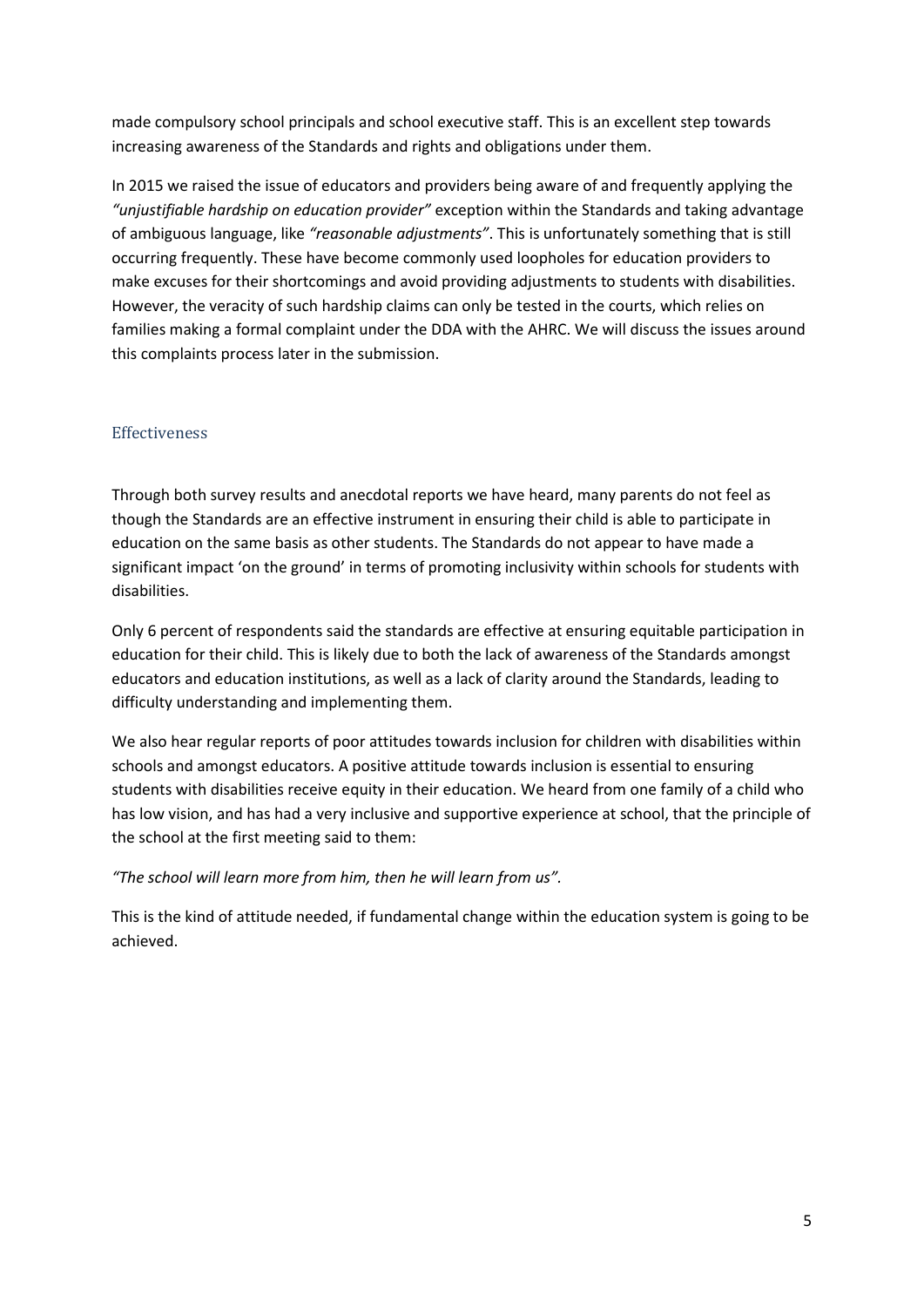made compulsory school principals and school executive staff. This is an excellent step towards increasing awareness of the Standards and rights and obligations under them.

In 2015 we raised the issue of educators and providers being aware of and frequently applying the *"unjustifiable hardship on education provider"* exception within the Standards and taking advantage of ambiguous language, like *"reasonable adjustments"*. This is unfortunately something that is still occurring frequently. These have become commonly used loopholes for education providers to make excuses for their shortcomings and avoid providing adjustments to students with disabilities. However, the veracity of such hardship claims can only be tested in the courts, which relies on families making a formal complaint under the DDA with the AHRC. We will discuss the issues around this complaints process later in the submission.

## Effectiveness

Through both survey results and anecdotal reports we have heard, many parents do not feel as though the Standards are an effective instrument in ensuring their child is able to participate in education on the same basis as other students. The Standards do not appear to have made a significant impact 'on the ground' in terms of promoting inclusivity within schools for students with disabilities.

Only 6 percent of respondents said the standards are effective at ensuring equitable participation in education for their child. This is likely due to both the lack of awareness of the Standards amongst educators and education institutions, as well as a lack of clarity around the Standards, leading to difficulty understanding and implementing them.

We also hear regular reports of poor attitudes towards inclusion for children with disabilities within schools and amongst educators. A positive attitude towards inclusion is essential to ensuring students with disabilities receive equity in their education. We heard from one family of a child who has low vision, and has had a very inclusive and supportive experience at school, that the principle of the school at the first meeting said to them:

*"The school will learn more from him, then he will learn from us".*

This is the kind of attitude needed, if fundamental change within the education system is going to be achieved.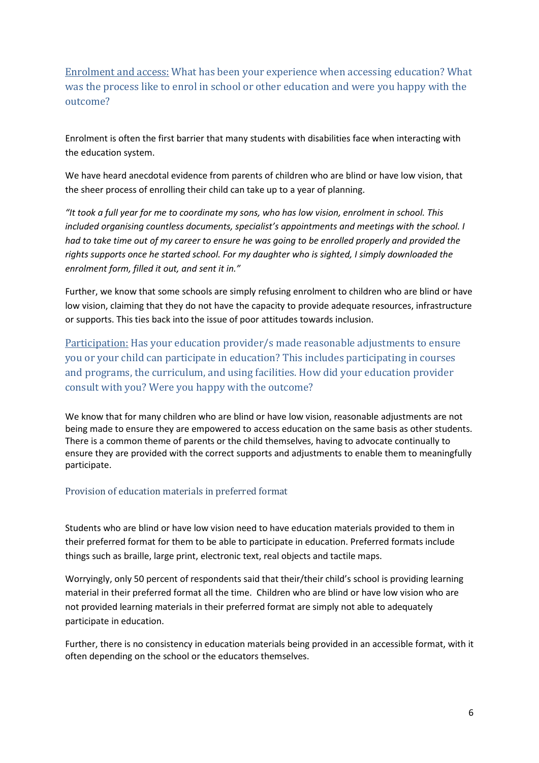## Enrolment and access: What has been your experience when accessing education? What was the process like to enrol in school or other education and were you happy with the outcome?

Enrolment is often the first barrier that many students with disabilities face when interacting with the education system.

We have heard anecdotal evidence from parents of children who are blind or have low vision, that the sheer process of enrolling their child can take up to a year of planning.

*"It took a full year for me to coordinate my sons, who has low vision, enrolment in school. This included organising countless documents, specialist's appointments and meetings with the school. I had to take time out of my career to ensure he was going to be enrolled properly and provided the rights supports once he started school. For my daughter who is sighted, I simply downloaded the enrolment form, filled it out, and sent it in."*

Further, we know that some schools are simply refusing enrolment to children who are blind or have low vision, claiming that they do not have the capacity to provide adequate resources, infrastructure or supports. This ties back into the issue of poor attitudes towards inclusion.

## Participation: Has your education provider/s made reasonable adjustments to ensure you or your child can participate in education? This includes participating in courses and programs, the curriculum, and using facilities. How did your education provider consult with you? Were you happy with the outcome?

We know that for many children who are blind or have low vision, reasonable adjustments are not being made to ensure they are empowered to access education on the same basis as other students. There is a common theme of parents or the child themselves, having to advocate continually to ensure they are provided with the correct supports and adjustments to enable them to meaningfully participate.

### Provision of education materials in preferred format

Students who are blind or have low vision need to have education materials provided to them in their preferred format for them to be able to participate in education. Preferred formats include things such as braille, large print, electronic text, real objects and tactile maps.

Worryingly, only 50 percent of respondents said that their/their child's school is providing learning material in their preferred format all the time. Children who are blind or have low vision who are not provided learning materials in their preferred format are simply not able to adequately participate in education.

Further, there is no consistency in education materials being provided in an accessible format, with it often depending on the school or the educators themselves.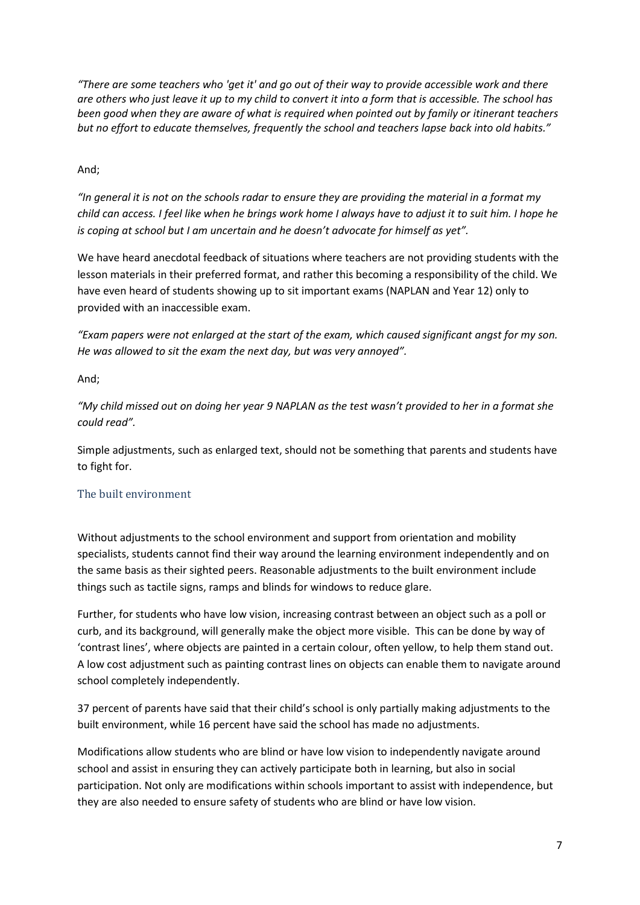*"There are some teachers who 'get it' and go out of their way to provide accessible work and there are others who just leave it up to my child to convert it into a form that is accessible. The school has been good when they are aware of what is required when pointed out by family or itinerant teachers but no effort to educate themselves, frequently the school and teachers lapse back into old habits."*

And;

*"In general it is not on the schools radar to ensure they are providing the material in a format my child can access. I feel like when he brings work home I always have to adjust it to suit him. I hope he is coping at school but I am uncertain and he doesn't advocate for himself as yet".*

We have heard anecdotal feedback of situations where teachers are not providing students with the lesson materials in their preferred format, and rather this becoming a responsibility of the child. We have even heard of students showing up to sit important exams (NAPLAN and Year 12) only to provided with an inaccessible exam.

*"Exam papers were not enlarged at the start of the exam, which caused significant angst for my son. He was allowed to sit the exam the next day, but was very annoyed".*

And;

*"My child missed out on doing her year 9 NAPLAN as the test wasn't provided to her in a format she could read".*

Simple adjustments, such as enlarged text, should not be something that parents and students have to fight for.

## The built environment

Without adjustments to the school environment and support from orientation and mobility specialists, students cannot find their way around the learning environment independently and on the same basis as their sighted peers. Reasonable adjustments to the built environment include things such as tactile signs, ramps and blinds for windows to reduce glare.

Further, for students who have low vision, increasing contrast between an object such as a poll or curb, and its background, will generally make the object more visible. This can be done by way of 'contrast lines', where objects are painted in a certain colour, often yellow, to help them stand out. A low cost adjustment such as painting contrast lines on objects can enable them to navigate around school completely independently.

37 percent of parents have said that their child's school is only partially making adjustments to the built environment, while 16 percent have said the school has made no adjustments.

Modifications allow students who are blind or have low vision to independently navigate around school and assist in ensuring they can actively participate both in learning, but also in social participation. Not only are modifications within schools important to assist with independence, but they are also needed to ensure safety of students who are blind or have low vision.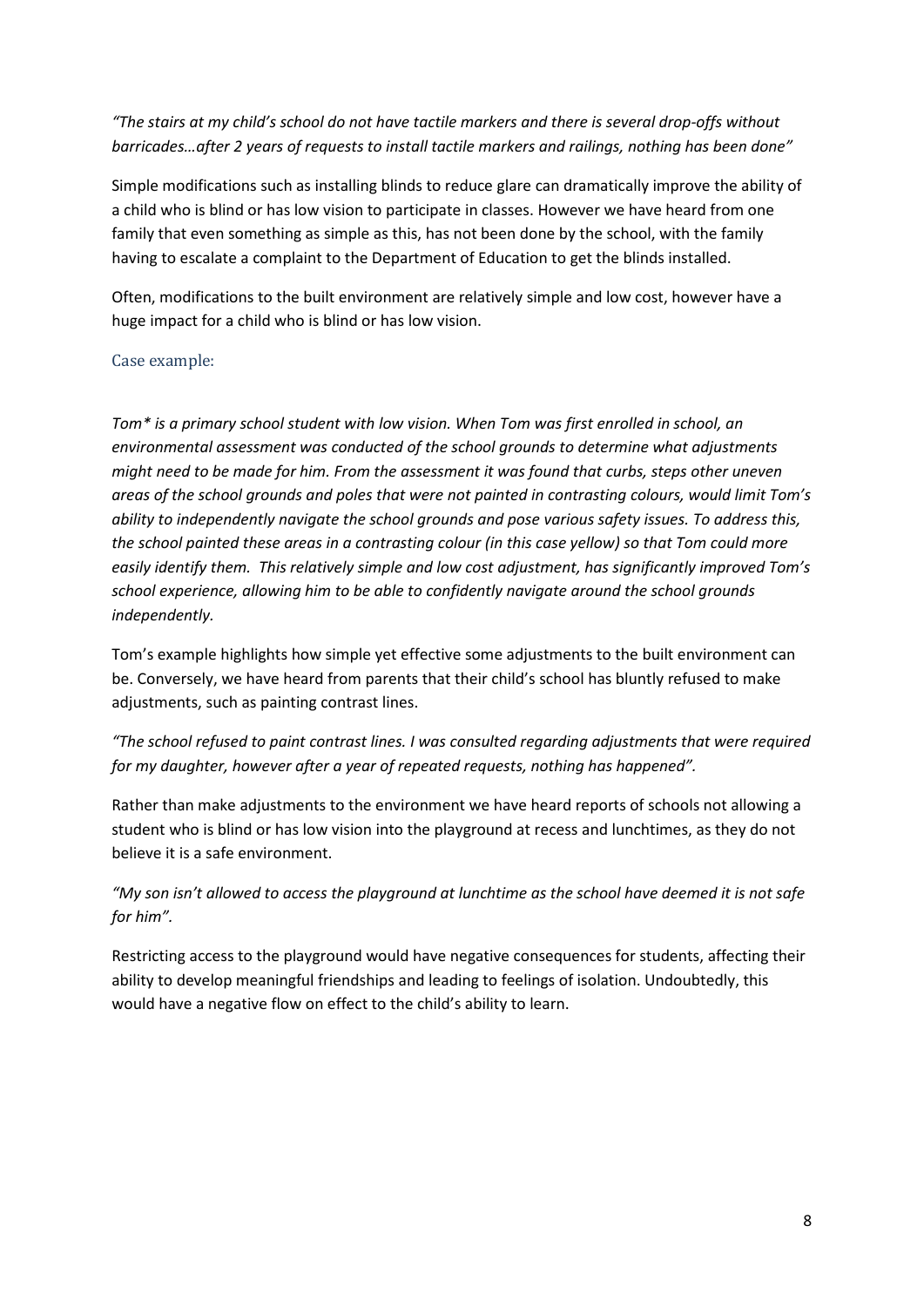*"The stairs at my child's school do not have tactile markers and there is several drop-offs without barricades…after 2 years of requests to install tactile markers and railings, nothing has been done"*

Simple modifications such as installing blinds to reduce glare can dramatically improve the ability of a child who is blind or has low vision to participate in classes. However we have heard from one family that even something as simple as this, has not been done by the school, with the family having to escalate a complaint to the Department of Education to get the blinds installed.

Often, modifications to the built environment are relatively simple and low cost, however have a huge impact for a child who is blind or has low vision.

### Case example:

*Tom\* is a primary school student with low vision. When Tom was first enrolled in school, an environmental assessment was conducted of the school grounds to determine what adjustments might need to be made for him. From the assessment it was found that curbs, steps other uneven areas of the school grounds and poles that were not painted in contrasting colours, would limit Tom's ability to independently navigate the school grounds and pose various safety issues. To address this, the school painted these areas in a contrasting colour (in this case yellow) so that Tom could more easily identify them. This relatively simple and low cost adjustment, has significantly improved Tom's school experience, allowing him to be able to confidently navigate around the school grounds independently.*

Tom's example highlights how simple yet effective some adjustments to the built environment can be. Conversely, we have heard from parents that their child's school has bluntly refused to make adjustments, such as painting contrast lines.

*"The school refused to paint contrast lines. I was consulted regarding adjustments that were required for my daughter, however after a year of repeated requests, nothing has happened".*

Rather than make adjustments to the environment we have heard reports of schools not allowing a student who is blind or has low vision into the playground at recess and lunchtimes, as they do not believe it is a safe environment.

*"My son isn't allowed to access the playground at lunchtime as the school have deemed it is not safe for him".*

Restricting access to the playground would have negative consequences for students, affecting their ability to develop meaningful friendships and leading to feelings of isolation. Undoubtedly, this would have a negative flow on effect to the child's ability to learn.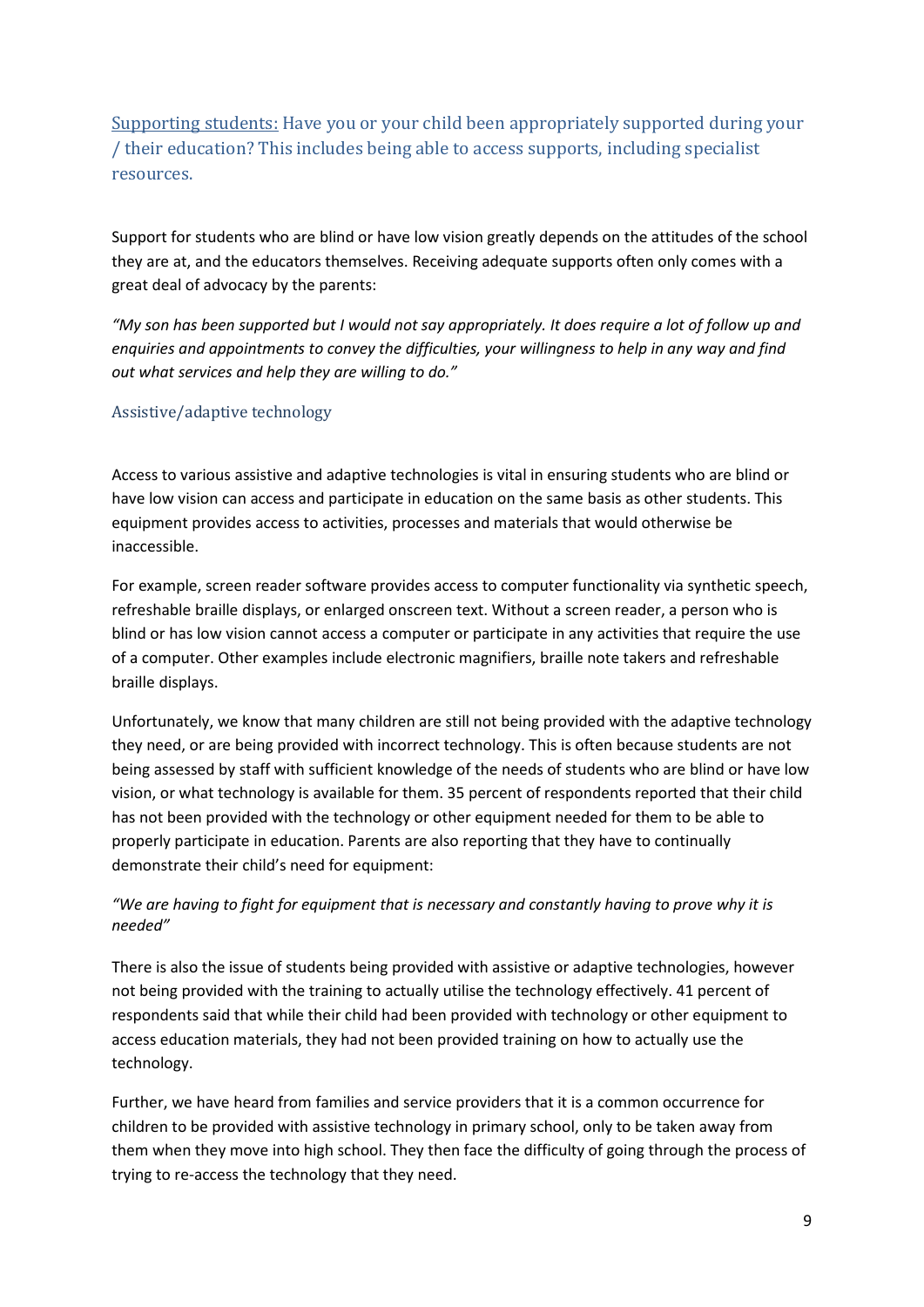## Supporting students: Have you or your child been appropriately supported during your / their education? This includes being able to access supports, including specialist resources.

Support for students who are blind or have low vision greatly depends on the attitudes of the school they are at, and the educators themselves. Receiving adequate supports often only comes with a great deal of advocacy by the parents:

*"My son has been supported but I would not say appropriately. It does require a lot of follow up and enquiries and appointments to convey the difficulties, your willingness to help in any way and find out what services and help they are willing to do."*

### Assistive/adaptive technology

Access to various assistive and adaptive technologies is vital in ensuring students who are blind or have low vision can access and participate in education on the same basis as other students. This equipment provides access to activities, processes and materials that would otherwise be inaccessible.

For example, screen reader software provides access to computer functionality via synthetic speech, refreshable braille displays, or enlarged onscreen text. Without a screen reader, a person who is blind or has low vision cannot access a computer or participate in any activities that require the use of a computer. Other examples include electronic magnifiers, braille note takers and refreshable braille displays.

Unfortunately, we know that many children are still not being provided with the adaptive technology they need, or are being provided with incorrect technology. This is often because students are not being assessed by staff with sufficient knowledge of the needs of students who are blind or have low vision, or what technology is available for them. 35 percent of respondents reported that their child has not been provided with the technology or other equipment needed for them to be able to properly participate in education. Parents are also reporting that they have to continually demonstrate their child's need for equipment:

*"We are having to fight for equipment that is necessary and constantly having to prove why it is needed"*

There is also the issue of students being provided with assistive or adaptive technologies, however not being provided with the training to actually utilise the technology effectively. 41 percent of respondents said that while their child had been provided with technology or other equipment to access education materials, they had not been provided training on how to actually use the technology.

Further, we have heard from families and service providers that it is a common occurrence for children to be provided with assistive technology in primary school, only to be taken away from them when they move into high school. They then face the difficulty of going through the process of trying to re-access the technology that they need.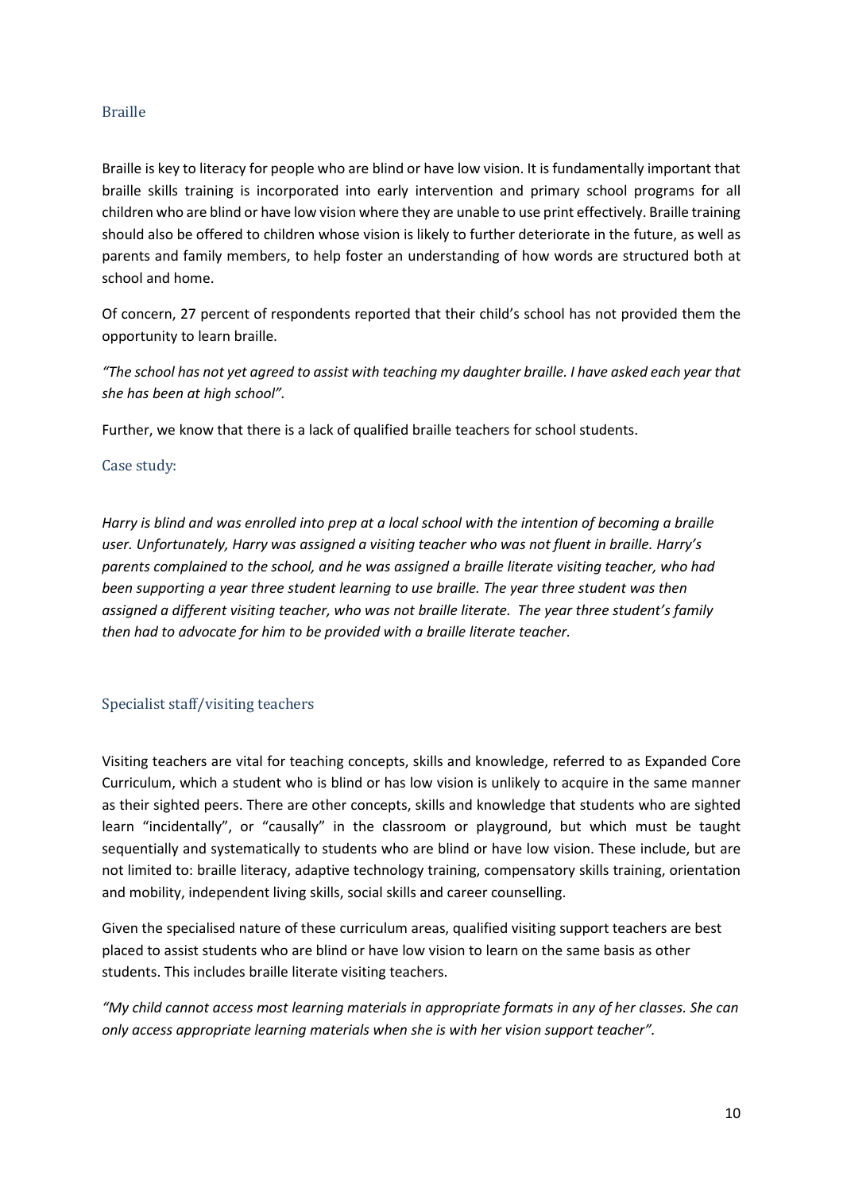## Braille

Braille is key to literacy for people who are blind or have low vision. It is fundamentally important that braille skills training is incorporated into early intervention and primary school programs for all children who are blind or have low vision where they are unable to use print effectively. Braille training should also be offered to children whose vision is likely to further deteriorate in the future, as well as parents and family members, to help foster an understanding of how words are structured both at school and home.

Of concern, 27 percent of respondents reported that their child's school has not provided them the opportunity to learn braille.

*"The school has not yet agreed to assist with teaching my daughter braille. I have asked each year that she has been at high school".*

Further, we know that there is a lack of qualified braille teachers for school students.

### Case study:

*Harry is blind and was enrolled into prep at a local school with the intention of becoming a braille user. Unfortunately, Harry was assigned a visiting teacher who was not fluent in braille. Harry's parents complained to the school, and he was assigned a braille literate visiting teacher, who had been supporting a year three student learning to use braille. The year three student was then assigned a different visiting teacher, who was not braille literate. The year three student's family then had to advocate for him to be provided with a braille literate teacher.*

## Specialist staff/visiting teachers

Visiting teachers are vital for teaching concepts, skills and knowledge, referred to as Expanded Core Curriculum, which a student who is blind or has low vision is unlikely to acquire in the same manner as their sighted peers. There are other concepts, skills and knowledge that students who are sighted learn "incidentally", or "causally" in the classroom or playground, but which must be taught sequentially and systematically to students who are blind or have low vision. These include, but are not limited to: braille literacy, adaptive technology training, compensatory skills training, orientation and mobility, independent living skills, social skills and career counselling.

Given the specialised nature of these curriculum areas, qualified visiting support teachers are best placed to assist students who are blind or have low vision to learn on the same basis as other students. This includes braille literate visiting teachers.

*"My child cannot access most learning materials in appropriate formats in any of her classes. She can only access appropriate learning materials when she is with her vision support teacher".*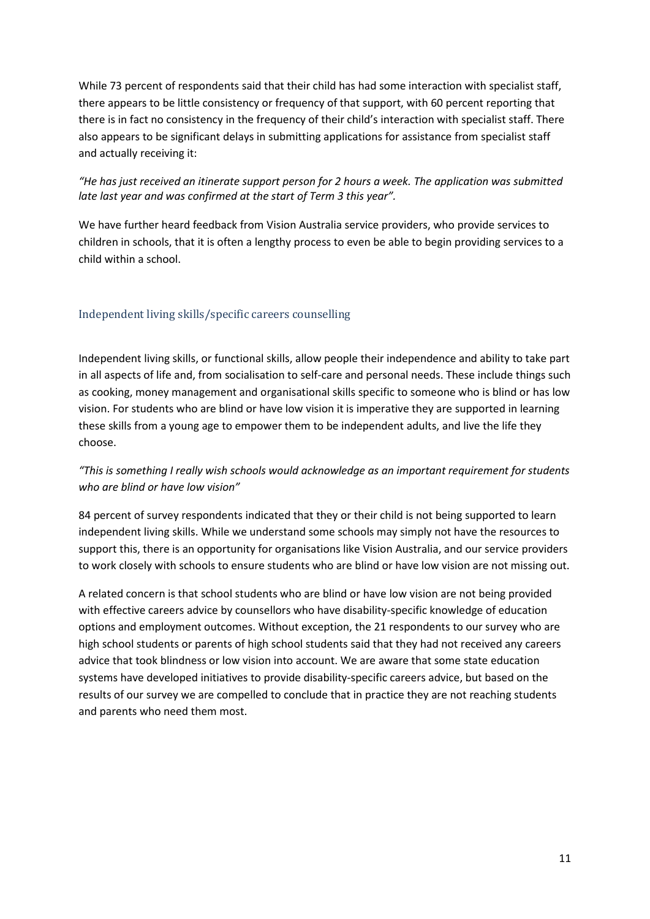While 73 percent of respondents said that their child has had some interaction with specialist staff, there appears to be little consistency or frequency of that support, with 60 percent reporting that there is in fact no consistency in the frequency of their child's interaction with specialist staff. There also appears to be significant delays in submitting applications for assistance from specialist staff and actually receiving it:

*"He has just received an itinerate support person for 2 hours a week. The application was submitted late last year and was confirmed at the start of Term 3 this year".*

We have further heard feedback from Vision Australia service providers, who provide services to children in schools, that it is often a lengthy process to even be able to begin providing services to a child within a school.

### Independent living skills/specific careers counselling

Independent living skills, or functional skills, allow people their independence and ability to take part in all aspects of life and, from socialisation to self-care and personal needs. These include things such as cooking, money management and organisational skills specific to someone who is blind or has low vision. For students who are blind or have low vision it is imperative they are supported in learning these skills from a young age to empower them to be independent adults, and live the life they choose.

*"This is something I really wish schools would acknowledge as an important requirement for students who are blind or have low vision"*

84 percent of survey respondents indicated that they or their child is not being supported to learn independent living skills. While we understand some schools may simply not have the resources to support this, there is an opportunity for organisations like Vision Australia, and our service providers to work closely with schools to ensure students who are blind or have low vision are not missing out.

A related concern is that school students who are blind or have low vision are not being provided with effective careers advice by counsellors who have disability-specific knowledge of education options and employment outcomes. Without exception, the 21 respondents to our survey who are high school students or parents of high school students said that they had not received any careers advice that took blindness or low vision into account. We are aware that some state education systems have developed initiatives to provide disability-specific careers advice, but based on the results of our survey we are compelled to conclude that in practice they are not reaching students and parents who need them most.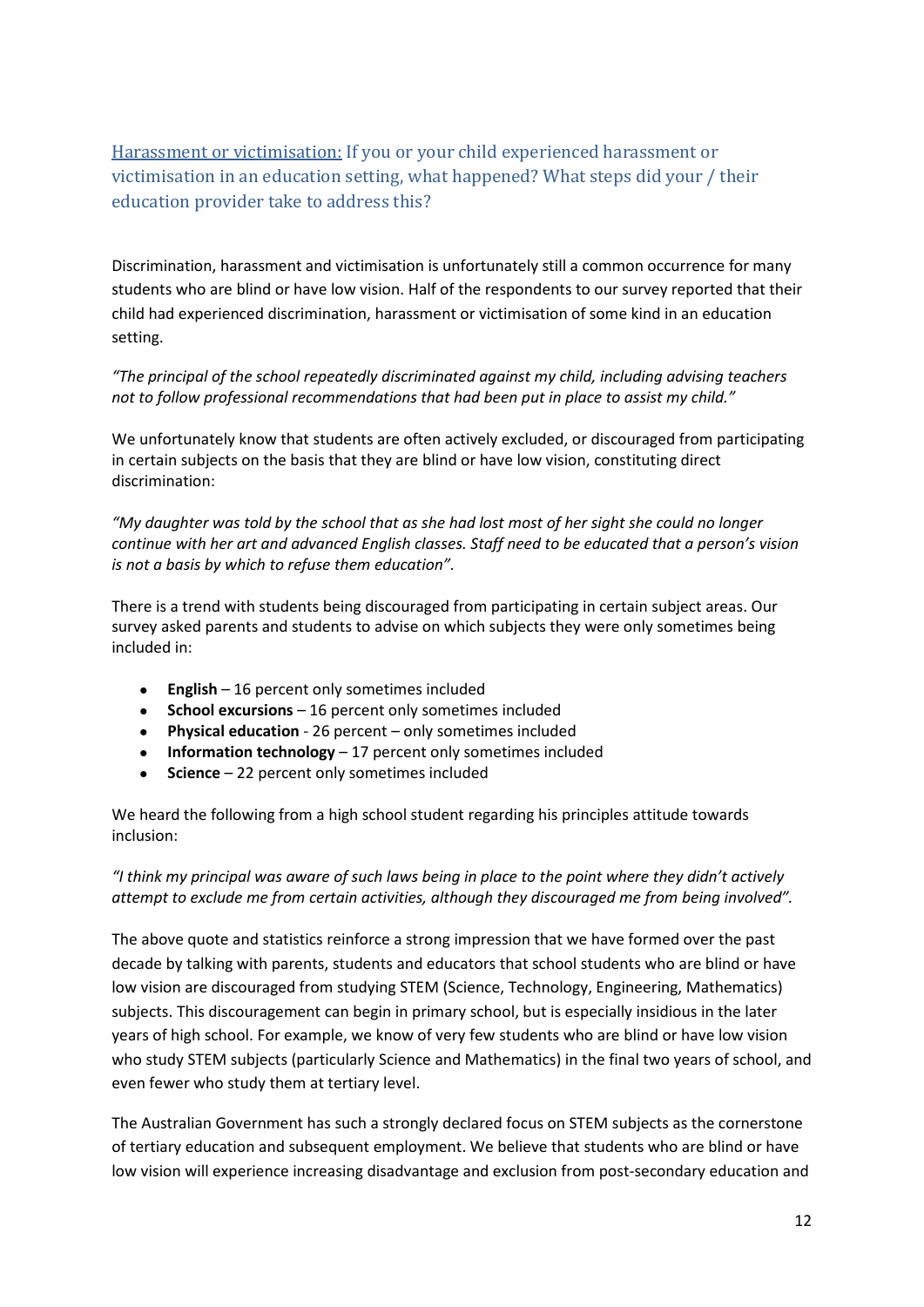### Harassment or victimisation: If you or your child experienced harassment or victimisation in an education setting, what happened? What steps did your / their education provider take to address this?

Discrimination, harassment and victimisation is unfortunately still a common occurrence for many students who are blind or have low vision. Half of the respondents to our survey reported that their child had experienced discrimination, harassment or victimisation of some kind in an education setting.

*"The principal of the school repeatedly discriminated against my child, including advising teachers not to follow professional recommendations that had been put in place to assist my child."*

We unfortunately know that students are often actively excluded, or discouraged from participating in certain subjects on the basis that they are blind or have low vision, constituting direct discrimination:

*"My daughter was told by the school that as she had lost most of her sight she could no longer continue with her art and advanced English classes. Staff need to be educated that a person's vision is not a basis by which to refuse them education".*

There is a trend with students being discouraged from participating in certain subject areas. Our survey asked parents and students to advise on which subjects they were only sometimes being included in:

- **English** – 16 percent only sometimes included
- **School excursions** – 16 percent only sometimes included
- **Physical education** - 26 percent – only sometimes included
- **Information technology** – 17 percent only sometimes included
- **Science** – 22 percent only sometimes included

We heard the following from a high school student regarding his principles attitude towards inclusion:

*"I think my principal was aware of such laws being in place to the point where they didn't actively attempt to exclude me from certain activities, although they discouraged me from being involved".*

The above quote and statistics reinforce a strong impression that we have formed over the past decade by talking with parents, students and educators that school students who are blind or have low vision are discouraged from studying STEM (Science, Technology, Engineering, Mathematics) subjects. This discouragement can begin in primary school, but is especially insidious in the later years of high school. For example, we know of very few students who are blind or have low vision who study STEM subjects (particularly Science and Mathematics) in the final two years of school, and even fewer who study them at tertiary level.

The Australian Government has such a strongly declared focus on STEM subjects as the cornerstone of tertiary education and subsequent employment. We believe that students who are blind or have low vision will experience increasing disadvantage and exclusion from post-secondary education and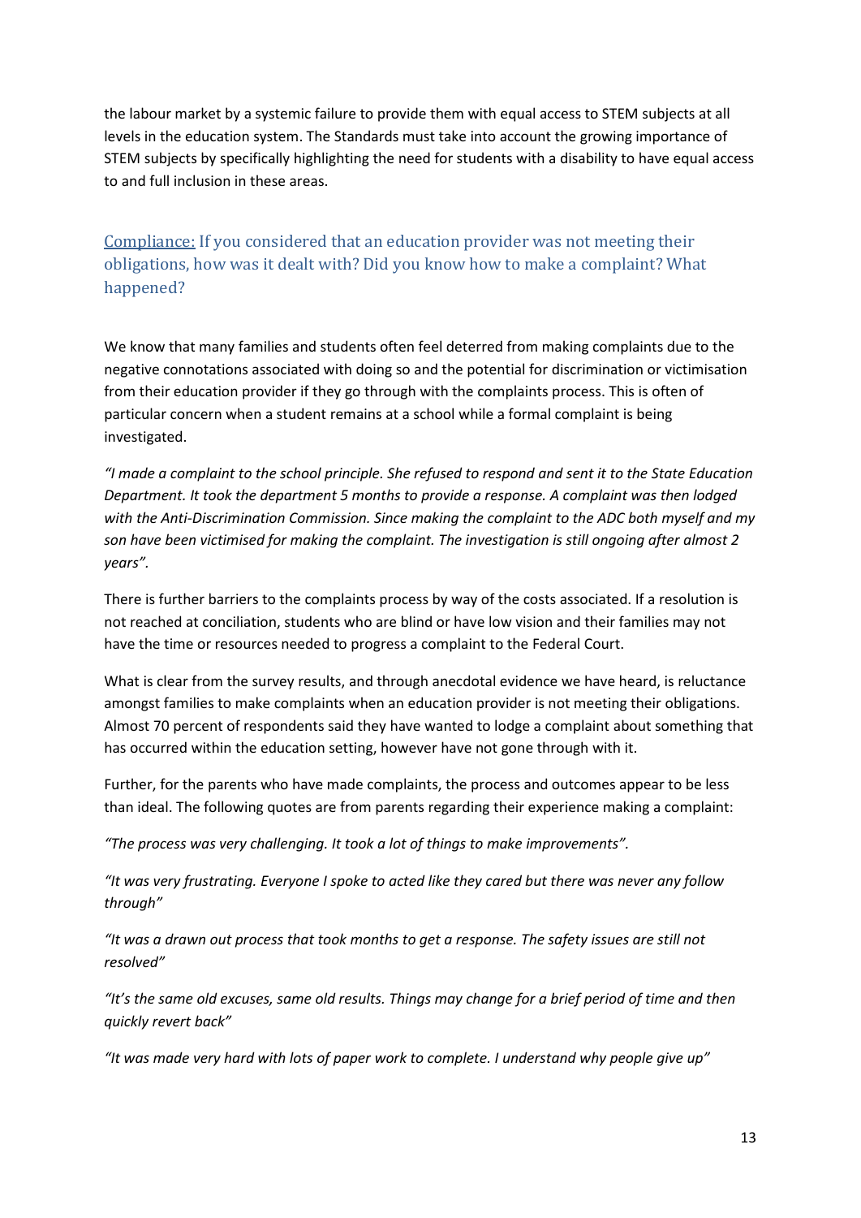the labour market by a systemic failure to provide them with equal access to STEM subjects at all levels in the education system. The Standards must take into account the growing importance of STEM subjects by specifically highlighting the need for students with a disability to have equal access to and full inclusion in these areas.

## Compliance: If you considered that an education provider was not meeting their obligations, how was it dealt with? Did you know how to make a complaint? What happened?

We know that many families and students often feel deterred from making complaints due to the negative connotations associated with doing so and the potential for discrimination or victimisation from their education provider if they go through with the complaints process. This is often of particular concern when a student remains at a school while a formal complaint is being investigated.

*"I made a complaint to the school principle. She refused to respond and sent it to the State Education Department. It took the department 5 months to provide a response. A complaint was then lodged with the Anti-Discrimination Commission. Since making the complaint to the ADC both myself and my son have been victimised for making the complaint. The investigation is still ongoing after almost 2 years".*

There is further barriers to the complaints process by way of the costs associated. If a resolution is not reached at conciliation, students who are blind or have low vision and their families may not have the time or resources needed to progress a complaint to the Federal Court.

What is clear from the survey results, and through anecdotal evidence we have heard, is reluctance amongst families to make complaints when an education provider is not meeting their obligations. Almost 70 percent of respondents said they have wanted to lodge a complaint about something that has occurred within the education setting, however have not gone through with it.

Further, for the parents who have made complaints, the process and outcomes appear to be less than ideal. The following quotes are from parents regarding their experience making a complaint:

*"The process was very challenging. It took a lot of things to make improvements".*

*"It was very frustrating. Everyone I spoke to acted like they cared but there was never any follow through"*

*"It was a drawn out process that took months to get a response. The safety issues are still not resolved"*

*"It's the same old excuses, same old results. Things may change for a brief period of time and then quickly revert back"*

*"It was made very hard with lots of paper work to complete. I understand why people give up"*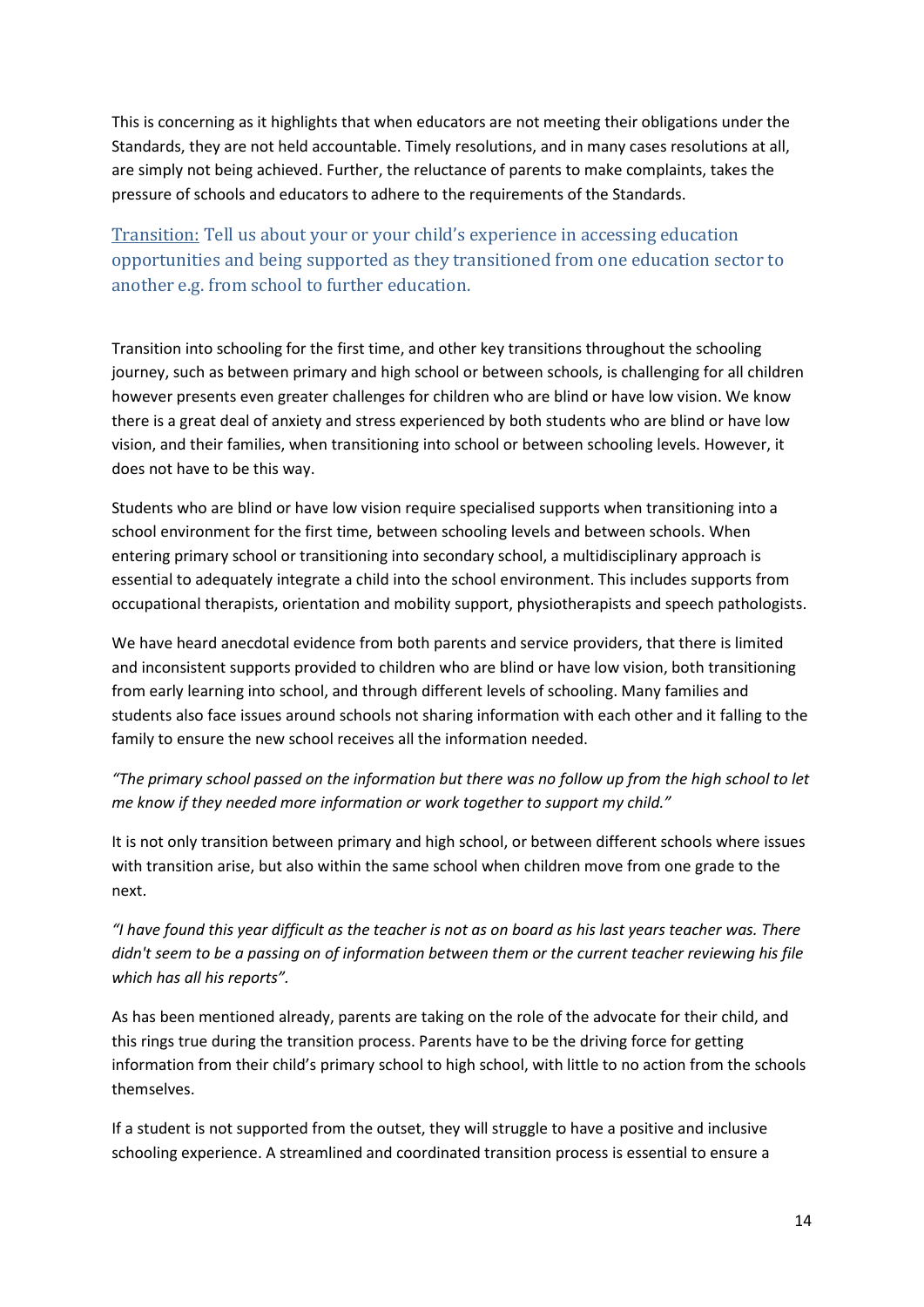This is concerning as it highlights that when educators are not meeting their obligations under the Standards, they are not held accountable. Timely resolutions, and in many cases resolutions at all, are simply not being achieved. Further, the reluctance of parents to make complaints, takes the pressure of schools and educators to adhere to the requirements of the Standards.

### Transition: Tell us about your or your child's experience in accessing education opportunities and being supported as they transitioned from one education sector to another e.g. from school to further education.

Transition into schooling for the first time, and other key transitions throughout the schooling journey, such as between primary and high school or between schools, is challenging for all children however presents even greater challenges for children who are blind or have low vision. We know there is a great deal of anxiety and stress experienced by both students who are blind or have low vision, and their families, when transitioning into school or between schooling levels. However, it does not have to be this way.

Students who are blind or have low vision require specialised supports when transitioning into a school environment for the first time, between schooling levels and between schools. When entering primary school or transitioning into secondary school, a multidisciplinary approach is essential to adequately integrate a child into the school environment. This includes supports from occupational therapists, orientation and mobility support, physiotherapists and speech pathologists.

We have heard anecdotal evidence from both parents and service providers, that there is limited and inconsistent supports provided to children who are blind or have low vision, both transitioning from early learning into school, and through different levels of schooling. Many families and students also face issues around schools not sharing information with each other and it falling to the family to ensure the new school receives all the information needed.

*"The primary school passed on the information but there was no follow up from the high school to let me know if they needed more information or work together to support my child."*

It is not only transition between primary and high school, or between different schools where issues with transition arise, but also within the same school when children move from one grade to the next.

*"I have found this year difficult as the teacher is not as on board as his last years teacher was. There didn't seem to be a passing on of information between them or the current teacher reviewing his file which has all his reports".*

As has been mentioned already, parents are taking on the role of the advocate for their child, and this rings true during the transition process. Parents have to be the driving force for getting information from their child's primary school to high school, with little to no action from the schools themselves.

If a student is not supported from the outset, they will struggle to have a positive and inclusive schooling experience. A streamlined and coordinated transition process is essential to ensure a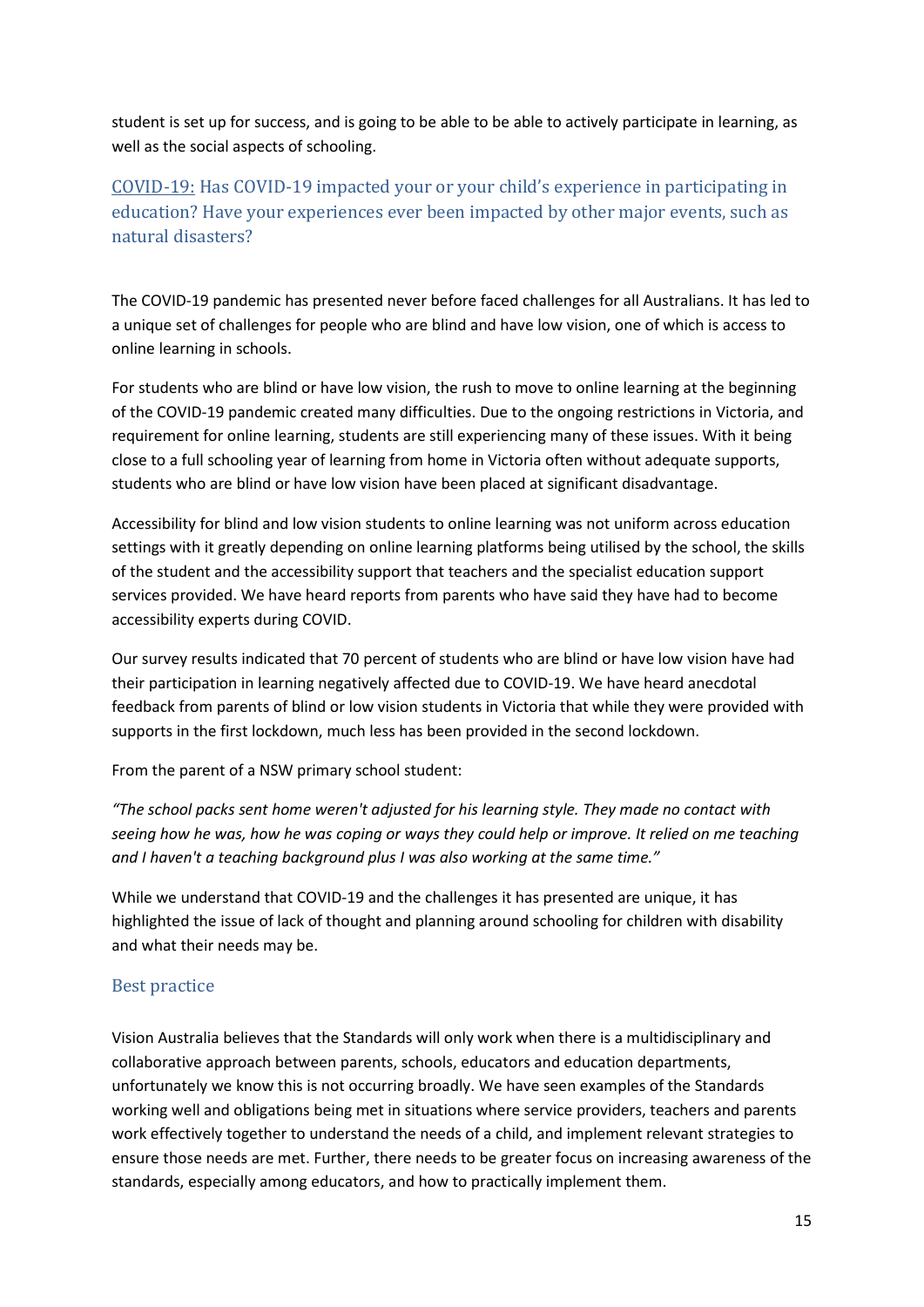student is set up for success, and is going to be able to be able to actively participate in learning, as well as the social aspects of schooling.

### COVID-19: Has COVID-19 impacted your or your child's experience in participating in education? Have your experiences ever been impacted by other major events, such as natural disasters?

The COVID-19 pandemic has presented never before faced challenges for all Australians. It has led to a unique set of challenges for people who are blind and have low vision, one of which is access to online learning in schools.

For students who are blind or have low vision, the rush to move to online learning at the beginning of the COVID-19 pandemic created many difficulties. Due to the ongoing restrictions in Victoria, and requirement for online learning, students are still experiencing many of these issues. With it being close to a full schooling year of learning from home in Victoria often without adequate supports, students who are blind or have low vision have been placed at significant disadvantage.

Accessibility for blind and low vision students to online learning was not uniform across education settings with it greatly depending on online learning platforms being utilised by the school, the skills of the student and the accessibility support that teachers and the specialist education support services provided. We have heard reports from parents who have said they have had to become accessibility experts during COVID.

Our survey results indicated that 70 percent of students who are blind or have low vision have had their participation in learning negatively affected due to COVID-19. We have heard anecdotal feedback from parents of blind or low vision students in Victoria that while they were provided with supports in the first lockdown, much less has been provided in the second lockdown.

From the parent of a NSW primary school student:

*"The school packs sent home weren't adjusted for his learning style. They made no contact with seeing how he was, how he was coping or ways they could help or improve. It relied on me teaching and I haven't a teaching background plus I was also working at the same time."*

While we understand that COVID-19 and the challenges it has presented are unique, it has highlighted the issue of lack of thought and planning around schooling for children with disability and what their needs may be.

### Best practice

Vision Australia believes that the Standards will only work when there is a multidisciplinary and collaborative approach between parents, schools, educators and education departments, unfortunately we know this is not occurring broadly. We have seen examples of the Standards working well and obligations being met in situations where service providers, teachers and parents work effectively together to understand the needs of a child, and implement relevant strategies to ensure those needs are met. Further, there needs to be greater focus on increasing awareness of the standards, especially among educators, and how to practically implement them.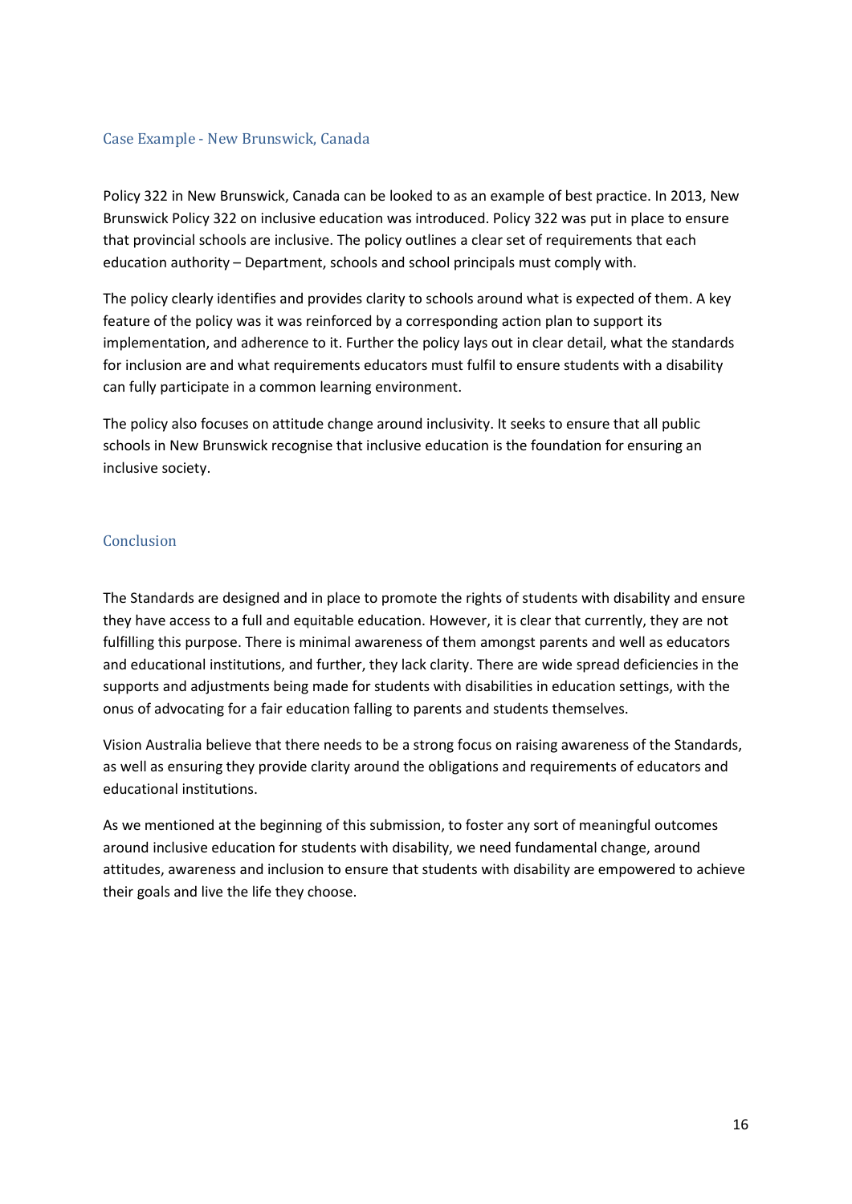## Case Example - New Brunswick, Canada

Policy 322 in New Brunswick, Canada can be looked to as an example of best practice. In 2013, New Brunswick Policy 322 on inclusive education was introduced. Policy 322 was put in place to ensure that provincial schools are inclusive. The policy outlines a clear set of requirements that each education authority – Department, schools and school principals must comply with.

The policy clearly identifies and provides clarity to schools around what is expected of them. A key feature of the policy was it was reinforced by a corresponding action plan to support its implementation, and adherence to it. Further the policy lays out in clear detail, what the standards for inclusion are and what requirements educators must fulfil to ensure students with a disability can fully participate in a common learning environment.

The policy also focuses on attitude change around inclusivity. It seeks to ensure that all public schools in New Brunswick recognise that inclusive education is the foundation for ensuring an inclusive society.

## Conclusion

The Standards are designed and in place to promote the rights of students with disability and ensure they have access to a full and equitable education. However, it is clear that currently, they are not fulfilling this purpose. There is minimal awareness of them amongst parents and well as educators and educational institutions, and further, they lack clarity. There are wide spread deficiencies in the supports and adjustments being made for students with disabilities in education settings, with the onus of advocating for a fair education falling to parents and students themselves.

Vision Australia believe that there needs to be a strong focus on raising awareness of the Standards, as well as ensuring they provide clarity around the obligations and requirements of educators and educational institutions.

As we mentioned at the beginning of this submission, to foster any sort of meaningful outcomes around inclusive education for students with disability, we need fundamental change, around attitudes, awareness and inclusion to ensure that students with disability are empowered to achieve their goals and live the life they choose.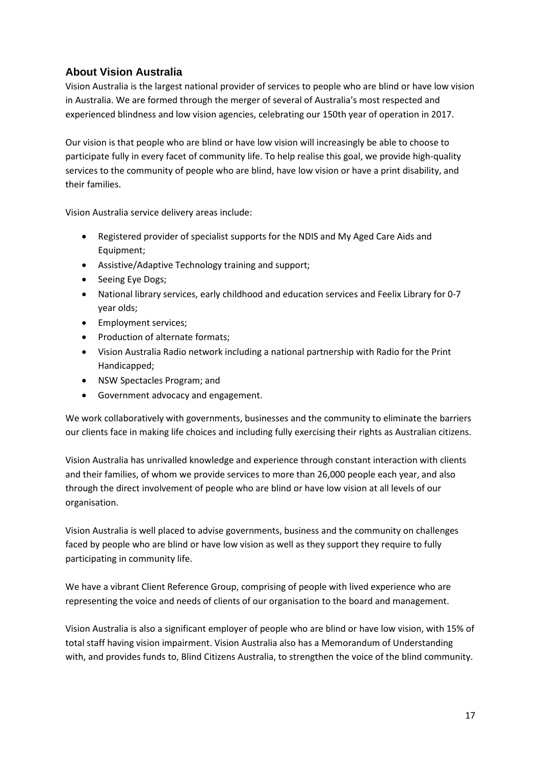## About Vision Australia

Vision Australia is the largest national provider of services to people who are blind or have low vision in Australia. We are formed through the merger of several of Australia's most respected and experienced blindness and low vision agencies, celebrating our 150th year of operation in 2017.

Our vision is that people who are blind or have low vision will increasingly be able to choose to participate fully in every facet of community life. To help realise this goal, we provide high-quality services to the community of people who are blind, have low vision or have a print disability, and their families.

Vision Australia service delivery areas include:

- Registered provider of specialist supports for the NDIS and My Aged Care Aids and Equipment;
- Assistive/Adaptive Technology training and support;
- Seeing Eye Dogs;
- National library services, early childhood and education services and Feelix Library for 0-7 year olds;
- Employment services;
- Production of alternate formats;
- Vision Australia Radio network including a national partnership with Radio for the Print Handicapped;
- NSW Spectacles Program; and
- Government advocacy and engagement.

We work collaboratively with governments, businesses and the community to eliminate the barriers our clients face in making life choices and including fully exercising their rights as Australian citizens.

Vision Australia has unrivalled knowledge and experience through constant interaction with clients and their families, of whom we provide services to more than 26,000 people each year, and also through the direct involvement of people who are blind or have low vision at all levels of our organisation.

Vision Australia is well placed to advise governments, business and the community on challenges faced by people who are blind or have low vision as well as they support they require to fully participating in community life.

We have a vibrant Client Reference Group, comprising of people with lived experience who are representing the voice and needs of clients of our organisation to the board and management.

Vision Australia is also a significant employer of people who are blind or have low vision, with 15% of total staff having vision impairment. Vision Australia also has a Memorandum of Understanding with, and provides funds to, Blind Citizens Australia, to strengthen the voice of the blind community.